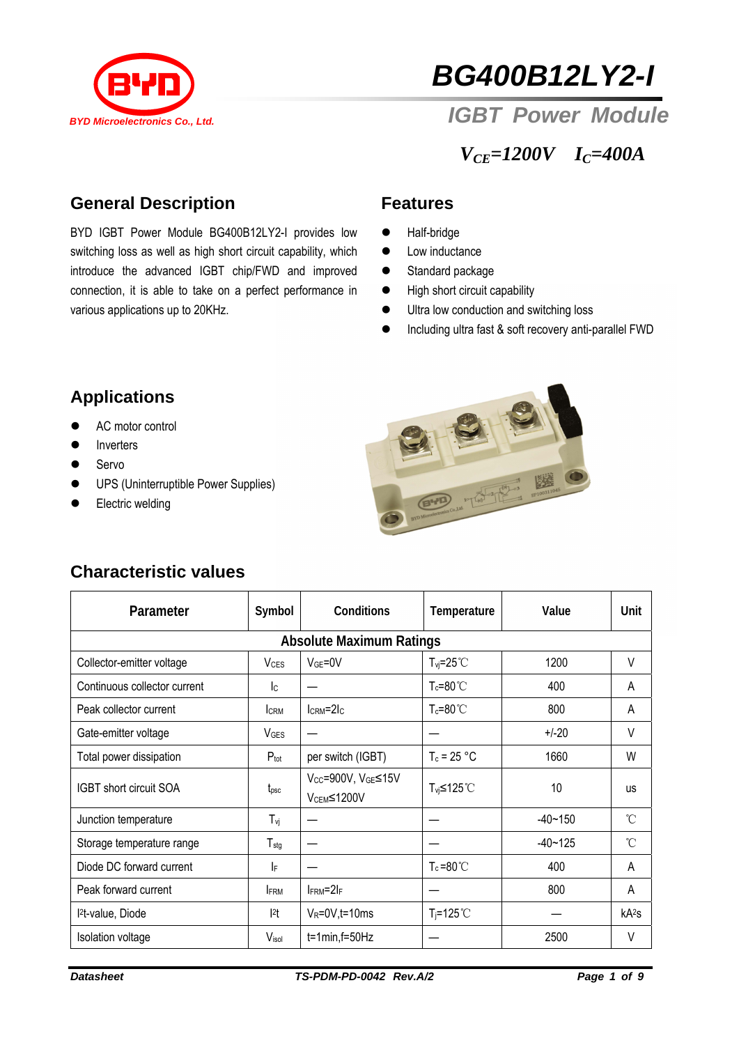BYD Microelectronics Co., Ltd.

# BG400B12LY2-I

## IGBT Power Module

$V_{CE}$=1200V $I_C$=400A

## General Description

BYD IGBT Power Module BG400B12LY2-I provides low switching loss as well as high short circuit capability, which introduce the advanced IGBT chip/FWD and improved connection, it is able to take on a perfect performance in various applications up to 20KHz.

## Features

- Half-bridge
- Low inductance
- Standard package
- High short circuit capability
- Ultra low conduction and switching loss
- Including ultra fast & soft recovery anti-parallel FWD

## Applications

- AC motor control
- Inverters
- Servo
- UPS (Uninterruptible Power Supplies)
- Electric welding

## Characteristic values

| Parameter | Symbol | Conditions | Temperature | Value | Unit |
|---|---|---|---|---|---|
| **Absolute Maximum Ratings** | | | | | |
| Collector-emitter voltage | $V_{CES}$ | $V_{GE}$=0V | $T_{vj}$=25℃ | 1200 | V |
| Continuous collector current | $I_C$ | — | $T_c$=80℃ | 400 | A |
| Peak collector current | $I_{CRM}$ | $I_{CRM}$=2$I_C$ | $T_c$=80℃ | 800 | A |
| Gate-emitter voltage | $V_{GES}$ | — | — | +/-20 | V |
| Total power dissipation | $P_{tot}$ | per switch (IGBT) | $T_c$ = 25 °C | 1660 | W |
| IGBT short circuit SOA | $t_{psc}$ | $V_{CC}$=900V, $V_{GE}$≤15V $V_{CEM}$≤1200V | $T_{vj}$≤125℃ | 10 | us |
| Junction temperature | $T_{vj}$ | — | — | -40~150 | ℃ |
| Storage temperature range | $T_{stg}$ | — | — | -40~125 | ℃ |
| Diode DC forward current | $I_F$ | — | $T_c$=80℃ | 400 | A |
| Peak forward current | $I_{FRM}$ | $I_{FRM}$=2$I_F$ | — | 800 | A |
| $I^2t$-value, Diode | $I^2t$ | $V_R$=0V,t=10ms | $T_j$=125℃ | — | $kA^2s$ |
| Isolation voltage | $V_{isol}$ | t=1min,f=50Hz | — | 2500 | V |

Datasheet TS-PDM-PD-0042 Rev.A/2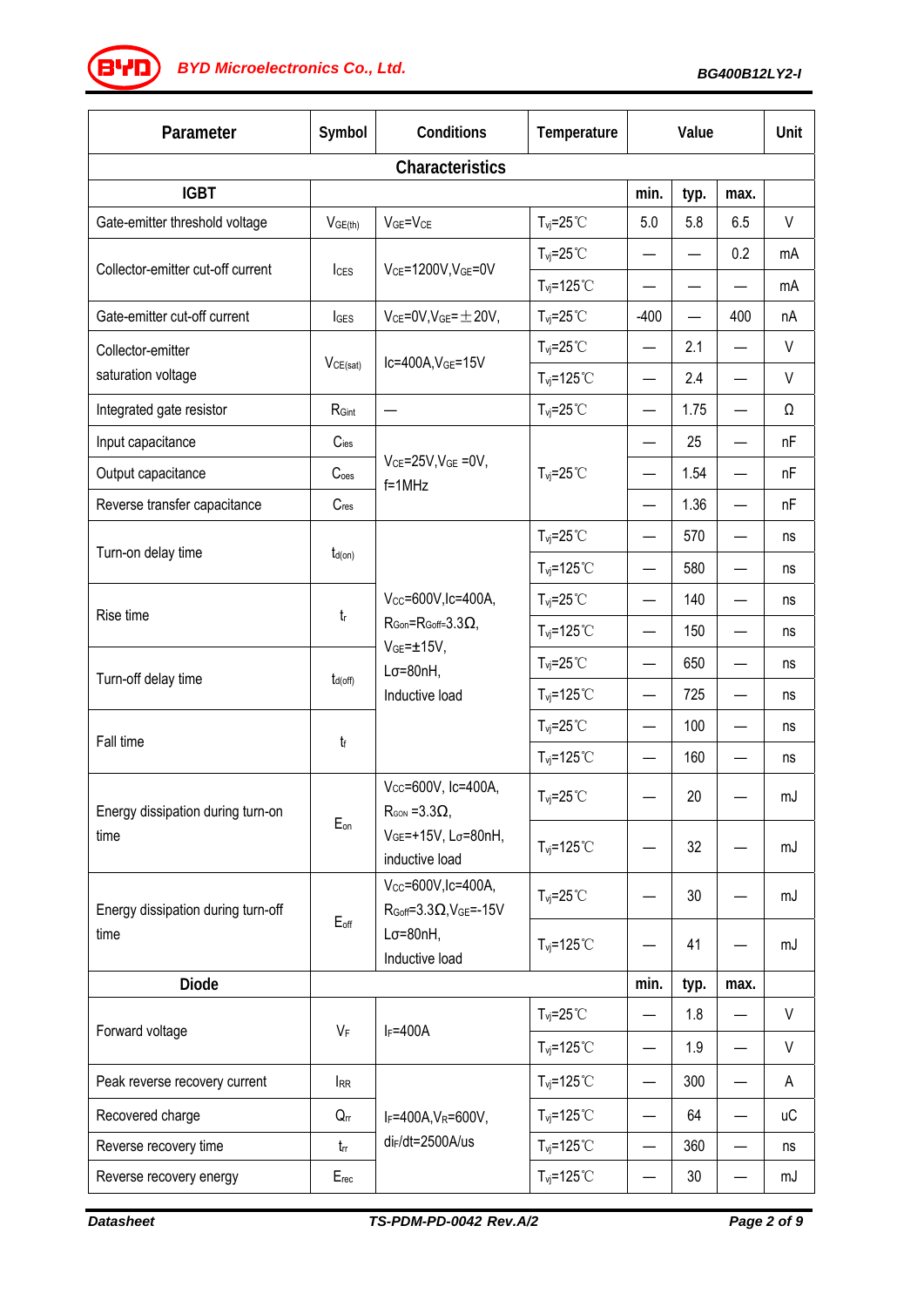| Parameter | Symbol | Conditions | Temperature | Value | | | Unit |
|---|---|---|---|---|---|---|---|
| **Characteristics** | | | | | | | |
| **IGBT** | | | | **min.** | **typ.** | **max.** | |
| Gate-emitter threshold voltage | $V_{GE(th)}$ | $V_{GE}$=$V_{CE}$ | $T_{vj}$=25℃ | 5.0 | 5.8 | 6.5 | V |
| Collector-emitter cut-off current | $I_{CES}$ | $V_{CE}$=1200V,$V_{GE}$=0V | $T_{vj}$=25℃ | — | — | 0.2 | mA |
| | | | $T_{vj}$=125℃ | — | — | — | mA |
| Gate-emitter cut-off current | $I_{GES}$ | $V_{CE}$=0V,$V_{GE}$=±20V, | $T_{vj}$=25℃ | -400 | — | 400 | nA |
| Collector-emitter saturation voltage | $V_{CE(sat)}$ | Ic=400A,$V_{GE}$=15V | $T_{vj}$=25℃ | — | 2.1 | — | V |
| | | | $T_{vj}$=125℃ | — | 2.4 | — | V |
| Integrated gate resistor | $R_{Gint}$ | — | $T_{vj}$=25℃ | — | 1.75 | — | Ω |
| Input capacitance | $C_{ies}$ | $V_{CE}$=25V,$V_{GE}$ =0V, f=1MHz | $T_{vj}$=25℃ | — | 25 | — | nF |
| Output capacitance | $C_{oes}$ | | | — | 1.54 | — | nF |
| Reverse transfer capacitance | $C_{res}$ | | | — | 1.36 | — | nF |
| Turn-on delay time | $t_{d(on)}$ | $V_{CC}$=600V,Ic=400A, $R_{Gon}$=$R_{Goff}$=3.3Ω, $V_{GE}$=±15V, Lσ=80nH, Inductive load | $T_{vj}$=25℃ | — | 570 | — | ns |
| | | | $T_{vj}$=125℃ | — | 580 | — | ns |
| Rise time | $t_r$ | | $T_{vj}$=25℃ | — | 140 | — | ns |
| | | | $T_{vj}$=125℃ | — | 150 | — | ns |
| Turn-off delay time | $t_{d(off)}$ | | $T_{vj}$=25℃ | — | 650 | — | ns |
| | | | $T_{vj}$=125℃ | — | 725 | — | ns |
| Fall time | $t_f$ | | $T_{vj}$=25℃ | — | 100 | — | ns |
| | | | $T_{vj}$=125℃ | — | 160 | — | ns |
| Energy dissipation during turn-on time | $E_{on}$ | $V_{CC}$=600V, Ic=400A, $R_{GON}$ =3.3Ω, $V_{GE}$=+15V, Lσ=80nH, inductive load | $T_{vj}$=25℃ | — | 20 | — | mJ |
| | | | $T_{vj}$=125℃ | — | 32 | — | mJ |
| Energy dissipation during turn-off time | $E_{off}$ | $V_{CC}$=600V,Ic=400A, $R_{Goff}$=3.3Ω,$V_{GE}$=-15V Lσ=80nH, Inductive load | $T_{vj}$=25℃ | — | 30 | — | mJ |
| | | | $T_{vj}$=125℃ | — | 41 | — | mJ |
| **Diode** | | | | **min.** | **typ.** | **max.** | |
| Forward voltage | $V_F$ | $I_F$=400A | $T_{vj}$=25℃ | — | 1.8 | — | V |
| | | | $T_{vj}$=125℃ | — | 1.9 | — | V |
| Peak reverse recovery current | $I_{RR}$ | $I_F$=400A,$V_R$=600V, $di_F/dt$=2500A/us | $T_{vj}$=125℃ | — | 300 | — | A |
| Recovered charge | $Q_{rr}$ | | $T_{vj}$=125℃ | — | 64 | — | uC |
| Reverse recovery time | $t_{rr}$ | | $T_{vj}$=125℃ | — | 360 | — | ns |
| Reverse recovery energy | $E_{rec}$ | | $T_{vj}$=125℃ | — | 30 | — | mJ |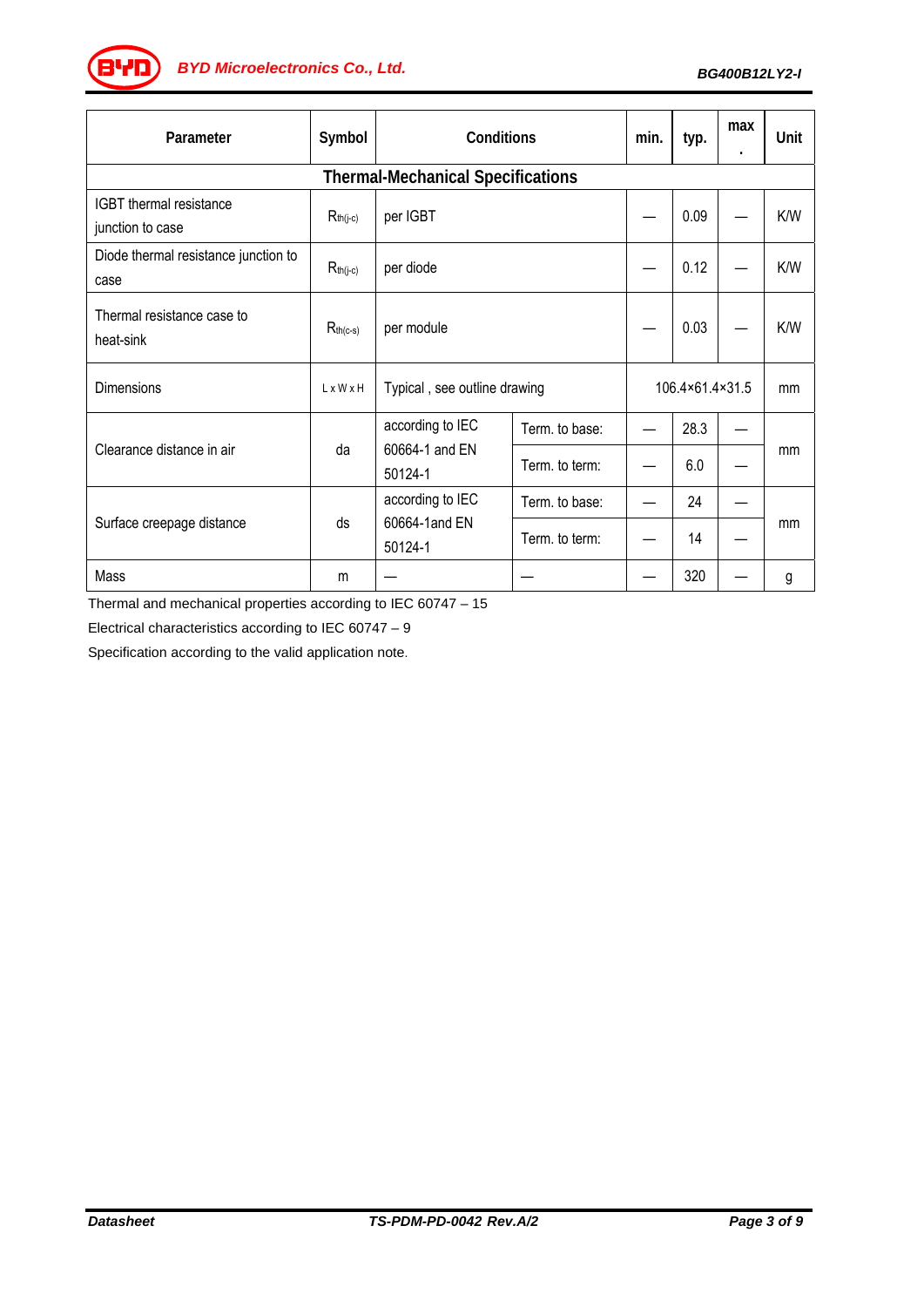| Parameter | Symbol | Conditions | | min. | typ. | max. | Unit |
|---|---|---|---|---|---|---|---|
| **Thermal-Mechanical Specifications** | | | | | | | |
| IGBT thermal resistance junction to case | $R_{th(j-c)}$ | per IGBT | | — | 0.09 | — | K/W |
| Diode thermal resistance junction to case | $R_{th(j-c)}$ | per diode | | — | 0.12 | — | K/W |
| Thermal resistance case to heat-sink | $R_{th(c-s)}$ | per module | | — | 0.03 | — | K/W |
| Dimensions | L x W x H | Typical , see outline drawing | | 106.4×61.4×31.5 | | | mm |
| Clearance distance in air | da | according to IEC 60664-1 and EN 50124-1 | Term. to base: | — | 28.3 | — | mm |
| | | | Term. to term: | — | 6.0 | — | mm |
| Surface creepage distance | ds | according to IEC 60664-1and EN 50124-1 | Term. to base: | — | 24 | — | mm |
| | | | Term. to term: | — | 14 | — | mm |
| Mass | m | — | — | — | 320 | — | g |

Thermal and mechanical properties according to IEC 60747 – 15

Electrical characteristics according to IEC 60747 – 9

Specification according to the valid application note.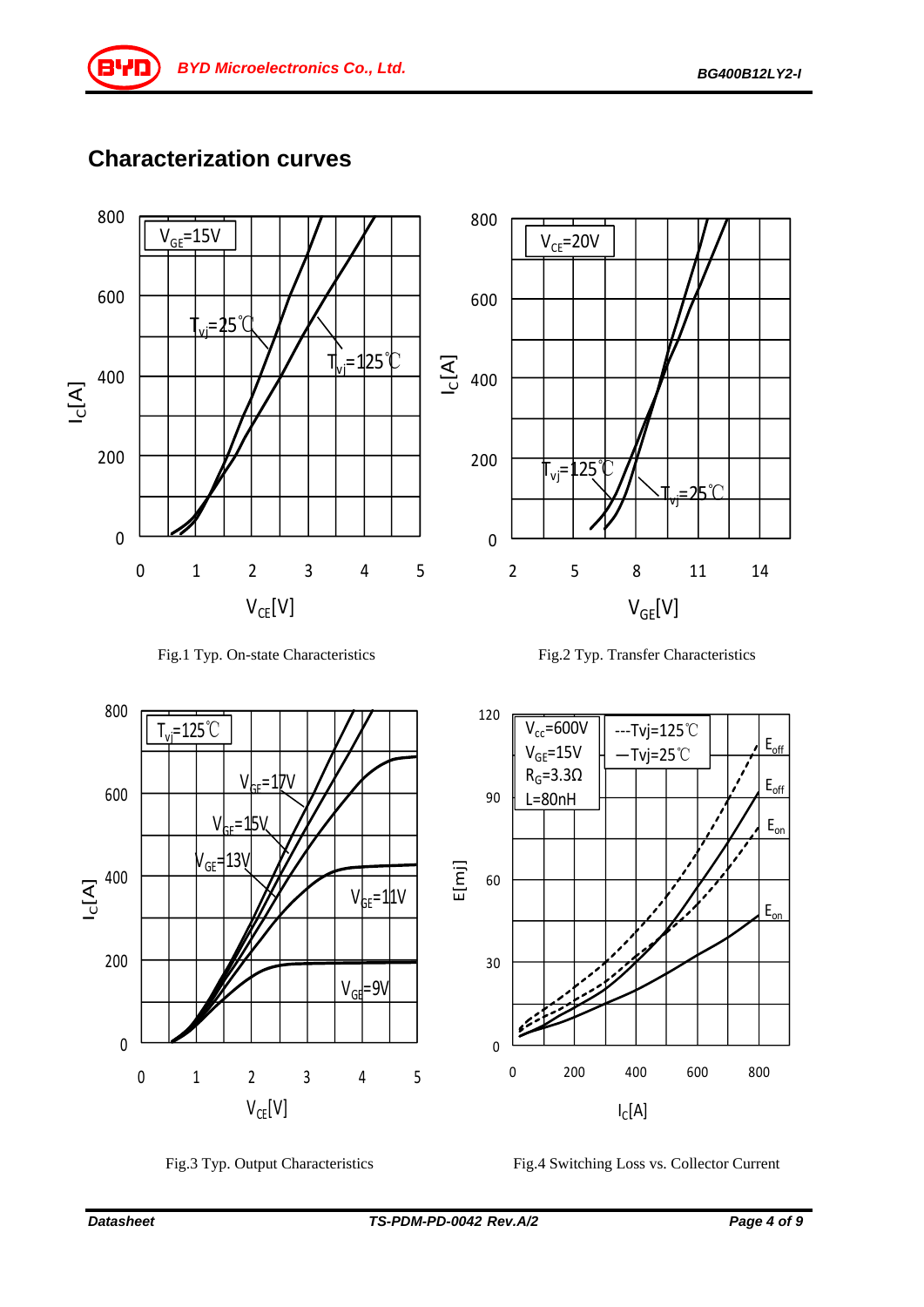## Characterization curves

Fig.1 Typ. On-state Characteristics

Fig.2 Typ. Transfer Characteristics

Fig.3 Typ. Output Characteristics

Fig.4 Switching Loss vs. Collector Current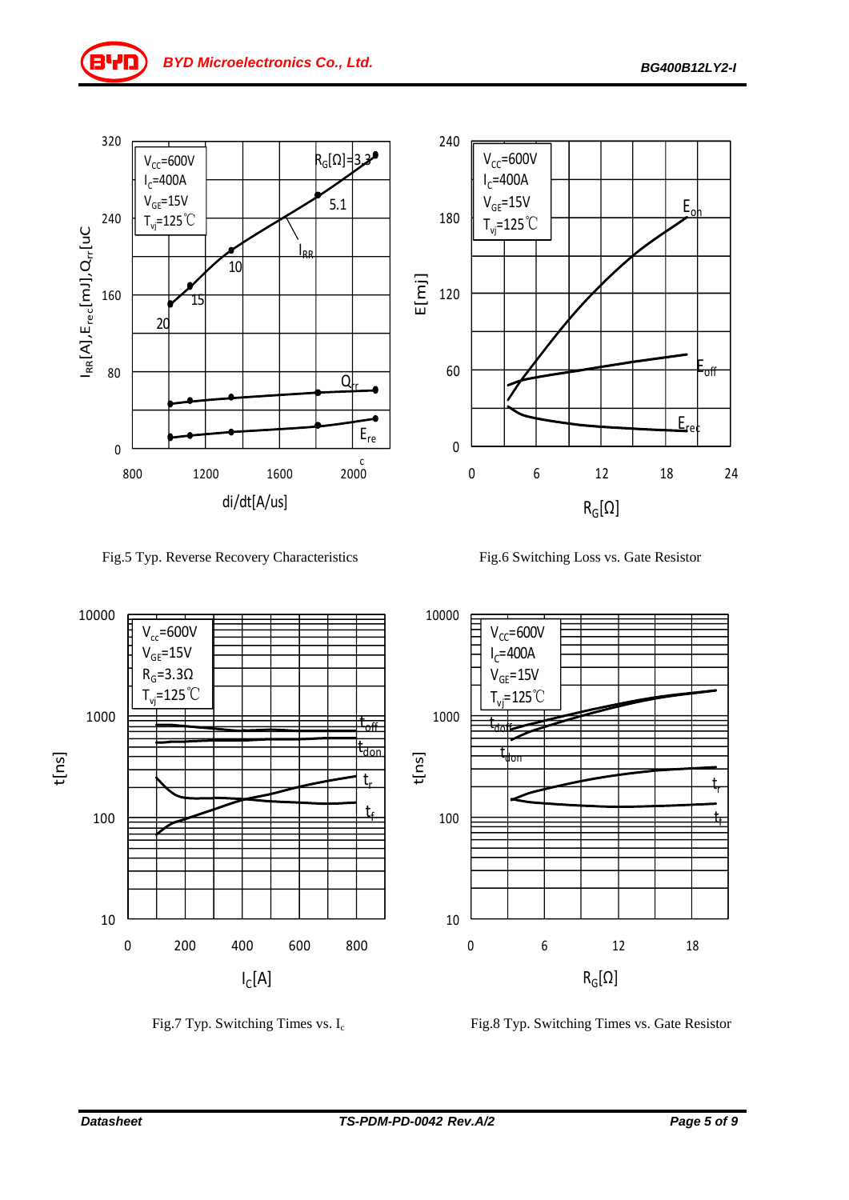Fig.5 Typ. Reverse Recovery Characteristics

Fig.6 Switching Loss vs. Gate Resistor

Fig.7 Typ. Switching Times vs. $I_c$

Fig.8 Typ. Switching Times vs. Gate Resistor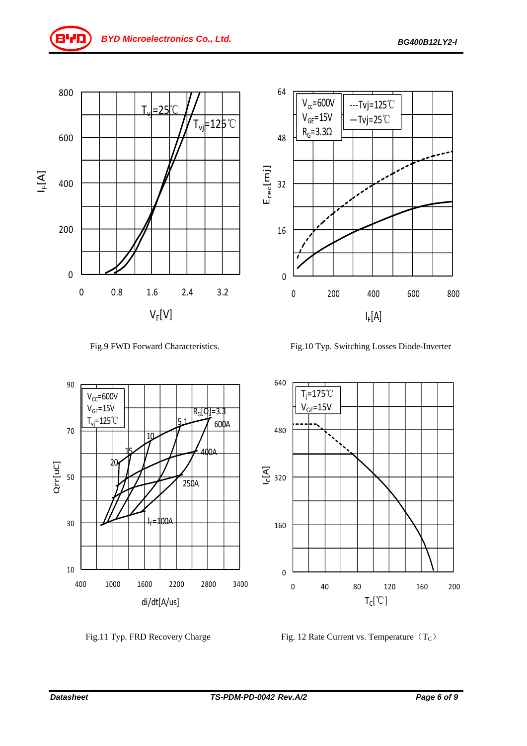Fig.9 FWD Forward Characteristics.

Fig.10 Typ. Switching Losses Diode-Inverter

Fig.11 Typ. FRD Recovery Charge

Fig. 12 Rate Current vs. Temperature（$T_C$）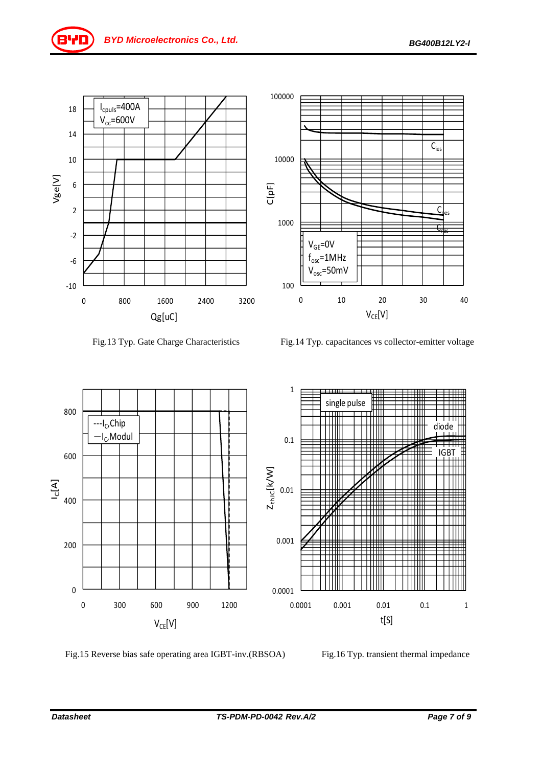Fig.13 Typ. Gate Charge Characteristics

Fig.14 Typ. capacitances vs collector-emitter voltage

Fig.15 Reverse bias safe operating area IGBT-inv.(RBSOA)

Fig.16 Typ. transient thermal impedance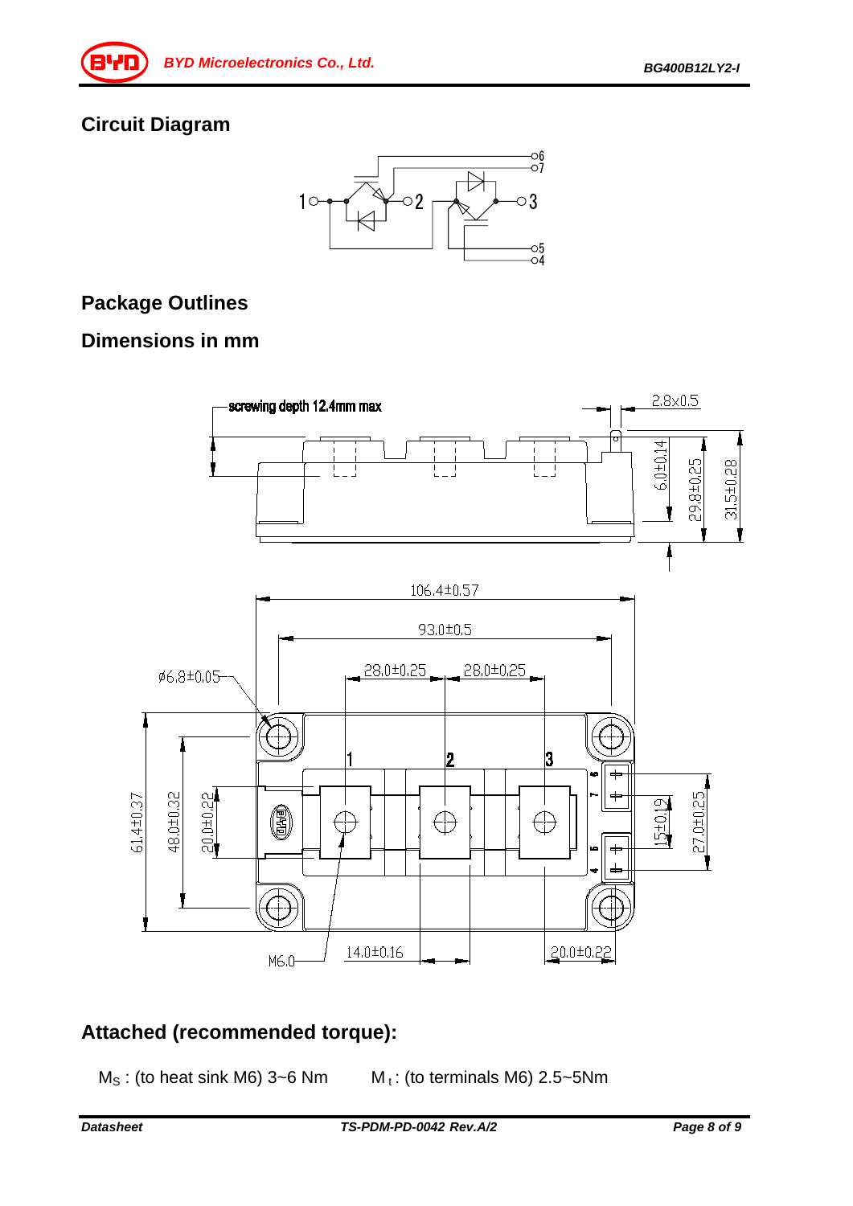## Circuit Diagram

## Package Outlines

## Dimensions in mm

## Attached (recommended torque):

$M_S$ : (to heat sink M6) 3~6 Nm $M_t$ : (to terminals M6) 2.5~5Nm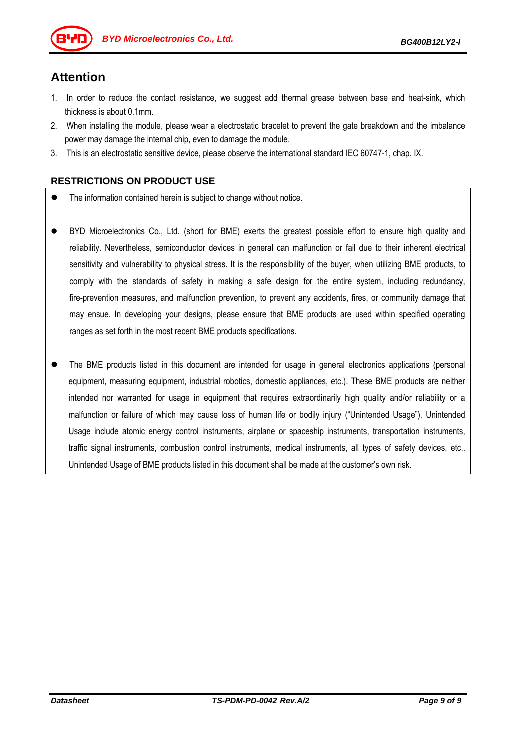## Attention

1. In order to reduce the contact resistance, we suggest add thermal grease between base and heat-sink, which thickness is about 0.1mm.
2. When installing the module, please wear a electrostatic bracelet to prevent the gate breakdown and the imbalance power may damage the internal chip, even to damage the module.
3. This is an electrostatic sensitive device, please observe the international standard IEC 60747-1, chap. IX.

### RESTRICTIONS ON PRODUCT USE

- The information contained herein is subject to change without notice.

- BYD Microelectronics Co., Ltd. (short for BME) exerts the greatest possible effort to ensure high quality and reliability. Nevertheless, semiconductor devices in general can malfunction or fail due to their inherent electrical sensitivity and vulnerability to physical stress. It is the responsibility of the buyer, when utilizing BME products, to comply with the standards of safety in making a safe design for the entire system, including redundancy, fire-prevention measures, and malfunction prevention, to prevent any accidents, fires, or community damage that may ensue. In developing your designs, please ensure that BME products are used within specified operating ranges as set forth in the most recent BME products specifications.

- The BME products listed in this document are intended for usage in general electronics applications (personal equipment, measuring equipment, industrial robotics, domestic appliances, etc.). These BME products are neither intended nor warranted for usage in equipment that requires extraordinarily high quality and/or reliability or a malfunction or failure of which may cause loss of human life or bodily injury ("Unintended Usage"). Unintended Usage include atomic energy control instruments, airplane or spaceship instruments, transportation instruments, traffic signal instruments, combustion control instruments, medical instruments, all types of safety devices, etc.. Unintended Usage of BME products listed in this document shall be made at the customer's own risk.